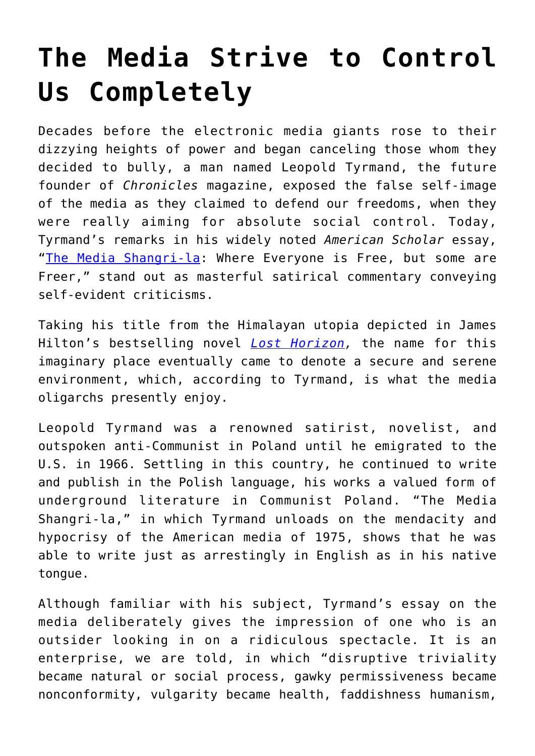# The Media Strive to Control Us Completely

Decades before the electronic media giants rose to their dizzying heights of power and began canceling those whom they decided to bully, a man named Leopold Tyrmand, the future founder of *Chronicles* magazine, exposed the false self-image of the media as they claimed to defend our freedoms, when they were really aiming for absolute social control. Today, Tyrmand's remarks in his widely noted *American Scholar* essay, "The Media Shangri-la: Where Everyone is Free, but some are Freer," stand out as masterful satirical commentary conveying self-evident criticisms.

Taking his title from the Himalayan utopia depicted in James Hilton's bestselling novel *Lost Horizon*, the name for this imaginary place eventually came to denote a secure and serene environment, which, according to Tyrmand, is what the media oligarchs presently enjoy.

Leopold Tyrmand was a renowned satirist, novelist, and outspoken anti-Communist in Poland until he emigrated to the U.S. in 1966. Settling in this country, he continued to write and publish in the Polish language, his works a valued form of underground literature in Communist Poland. "The Media Shangri-la," in which Tyrmand unloads on the mendacity and hypocrisy of the American media of 1975, shows that he was able to write just as arrestingly in English as in his native tongue.

Although familiar with his subject, Tyrmand's essay on the media deliberately gives the impression of one who is an outsider looking in on a ridiculous spectacle. It is an enterprise, we are told, in which "disruptive triviality became natural or social process, gawky permissiveness became nonconformity, vulgarity became health, faddishness humanism,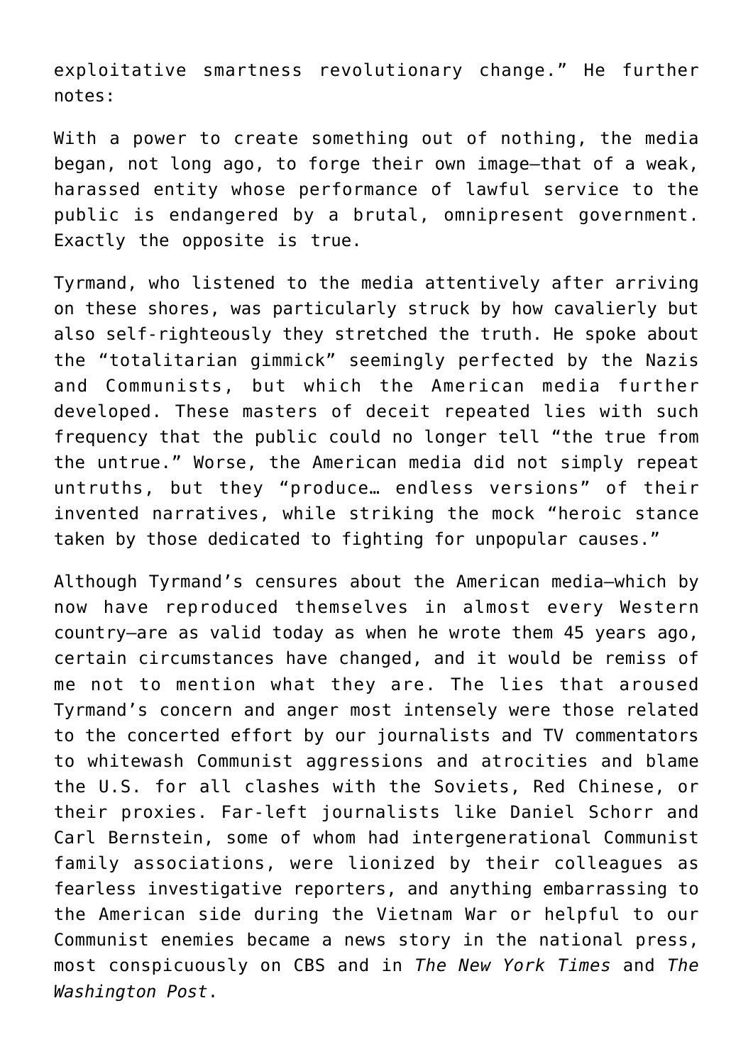exploitative smartness revolutionary change." He further notes:

With a power to create something out of nothing, the media began, not long ago, to forge their own image—that of a weak, harassed entity whose performance of lawful service to the public is endangered by a brutal, omnipresent government. Exactly the opposite is true.

Tyrmand, who listened to the media attentively after arriving on these shores, was particularly struck by how cavalierly but also self-righteously they stretched the truth. He spoke about the "totalitarian gimmick" seemingly perfected by the Nazis and Communists, but which the American media further developed. These masters of deceit repeated lies with such frequency that the public could no longer tell "the true from the untrue." Worse, the American media did not simply repeat untruths, but they "produce… endless versions" of their invented narratives, while striking the mock "heroic stance taken by those dedicated to fighting for unpopular causes."

Although Tyrmand's censures about the American media—which by now have reproduced themselves in almost every Western country—are as valid today as when he wrote them 45 years ago, certain circumstances have changed, and it would be remiss of me not to mention what they are. The lies that aroused Tyrmand's concern and anger most intensely were those related to the concerted effort by our journalists and TV commentators to whitewash Communist aggressions and atrocities and blame the U.S. for all clashes with the Soviets, Red Chinese, or their proxies. Far-left journalists like Daniel Schorr and Carl Bernstein, some of whom had intergenerational Communist family associations, were lionized by their colleagues as fearless investigative reporters, and anything embarrassing to the American side during the Vietnam War or helpful to our Communist enemies became a news story in the national press, most conspicuously on CBS and in *The New York Times* and *The Washington Post*.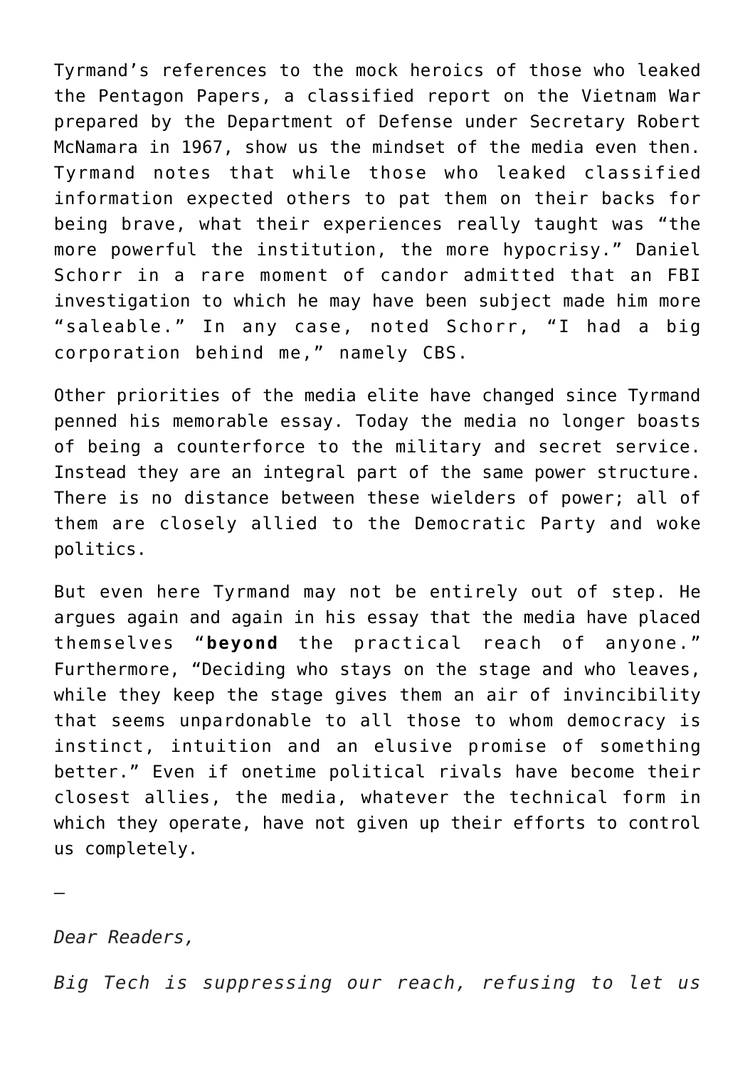Tyrmand's references to the mock heroics of those who leaked the Pentagon Papers, a classified report on the Vietnam War prepared by the Department of Defense under Secretary Robert McNamara in 1967, show us the mindset of the media even then. Tyrmand notes that while those who leaked classified information expected others to pat them on their backs for being brave, what their experiences really taught was "the more powerful the institution, the more hypocrisy." Daniel Schorr in a rare moment of candor admitted that an FBI investigation to which he may have been subject made him more "saleable." In any case, noted Schorr, "I had a big corporation behind me," namely CBS.

Other priorities of the media elite have changed since Tyrmand penned his memorable essay. Today the media no longer boasts of being a counterforce to the military and secret service. Instead they are an integral part of the same power structure. There is no distance between these wielders of power; all of them are closely allied to the Democratic Party and woke politics.

But even here Tyrmand may not be entirely out of step. He argues again and again in his essay that the media have placed themselves "**beyond** the practical reach of anyone." Furthermore, "Deciding who stays on the stage and who leaves, while they keep the stage gives them an air of invincibility that seems unpardonable to all those to whom democracy is instinct, intuition and an elusive promise of something better." Even if onetime political rivals have become their closest allies, the media, whatever the technical form in which they operate, have not given up their efforts to control us completely.

—

*Dear Readers,*

*Big Tech is suppressing our reach, refusing to let us*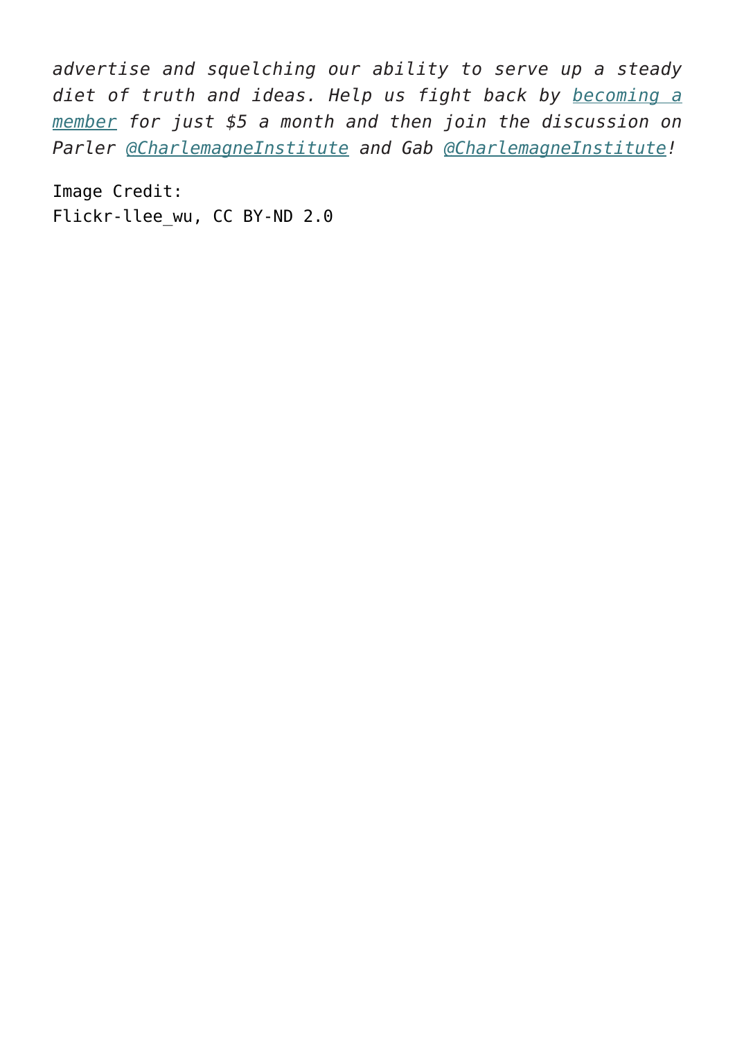*advertise and squelching our ability to serve up a steady diet of truth and ideas. Help us fight back by [becoming a member](#) for just $5 a month and then join the discussion on Parler [@CharlemagneInstitute](#) and Gab [@CharlemagneInstitute](#)!*

Image Credit:
Flickr-llee_wu, CC BY-ND 2.0